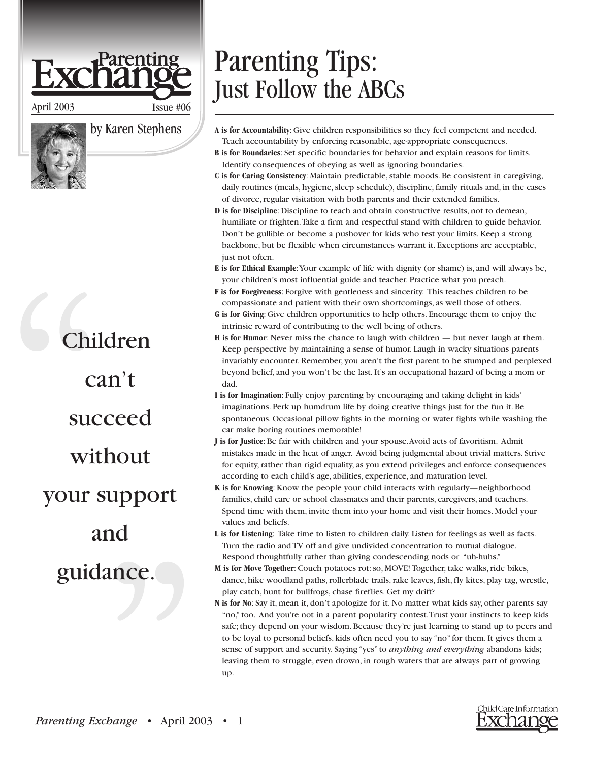Parenting Exchange

April 2003 Issue #06

by Karen Stephens

# Parenting Tips: Just Follow the ABCs

> Children can't succeed without your support and guidance.

**A is for Accountability**: Give children responsibilities so they feel competent and needed. Teach accountability by enforcing reasonable, age-appropriate consequences.

**B is for Boundaries**: Set specific boundaries for behavior and explain reasons for limits. Identify consequences of obeying as well as ignoring boundaries.

**C is for Caring Consistency**: Maintain predictable, stable moods. Be consistent in caregiving, daily routines (meals, hygiene, sleep schedule), discipline, family rituals and, in the cases of divorce, regular visitation with both parents and their extended families.

**D is for Discipline**: Discipline to teach and obtain constructive results, not to demean, humiliate or frighten. Take a firm and respectful stand with children to guide behavior. Don't be gullible or become a pushover for kids who test your limits. Keep a strong backbone, but be flexible when circumstances warrant it. Exceptions are acceptable, just not often.

**E is for Ethical Example**: Your example of life with dignity (or shame) is, and will always be, your children's most influential guide and teacher. Practice what you preach.

**F is for Forgiveness**: Forgive with gentleness and sincerity. This teaches children to be compassionate and patient with their own shortcomings, as well those of others.

**G is for Giving**: Give children opportunities to help others. Encourage them to enjoy the intrinsic reward of contributing to the well being of others.

**H is for Humor**: Never miss the chance to laugh with children — but never laugh at them. Keep perspective by maintaining a sense of humor. Laugh in wacky situations parents invariably encounter. Remember, you aren't the first parent to be stumped and perplexed beyond belief, and you won't be the last. It's an occupational hazard of being a mom or dad.

**I is for Imagination**: Fully enjoy parenting by encouraging and taking delight in kids' imaginations. Perk up humdrum life by doing creative things just for the fun it. Be spontaneous. Occasional pillow fights in the morning or water fights while washing the car make boring routines memorable!

**J is for Justice**: Be fair with children and your spouse. Avoid acts of favoritism. Admit mistakes made in the heat of anger. Avoid being judgmental about trivial matters. Strive for equity, rather than rigid equality, as you extend privileges and enforce consequences according to each child's age, abilities, experience, and maturation level.

**K is for Knowing**: Know the people your child interacts with regularly—neighborhood families, child care or school classmates and their parents, caregivers, and teachers. Spend time with them, invite them into your home and visit their homes. Model your values and beliefs.

**L is for Listening**: Take time to listen to children daily. Listen for feelings as well as facts. Turn the radio and TV off and give undivided concentration to mutual dialogue. Respond thoughtfully rather than giving condescending nods or "uh-huhs."

**M is for Move Together**: Couch potatoes rot: so, MOVE! Together, take walks, ride bikes, dance, hike woodland paths, rollerblade trails, rake leaves, fish, fly kites, play tag, wrestle, play catch, hunt for bullfrogs, chase fireflies. Get my drift?

**N is for No**: Say it, mean it, don't apologize for it. No matter what kids say, other parents say "no," too. And you're not in a parent popularity contest. Trust your instincts to keep kids safe; they depend on your wisdom. Because they're just learning to stand up to peers and to be loyal to personal beliefs, kids often need you to say "no" for them. It gives them a sense of support and security. Saying "yes" to *anything and everything* abandons kids; leaving them to struggle, even drown, in rough waters that are always part of growing up.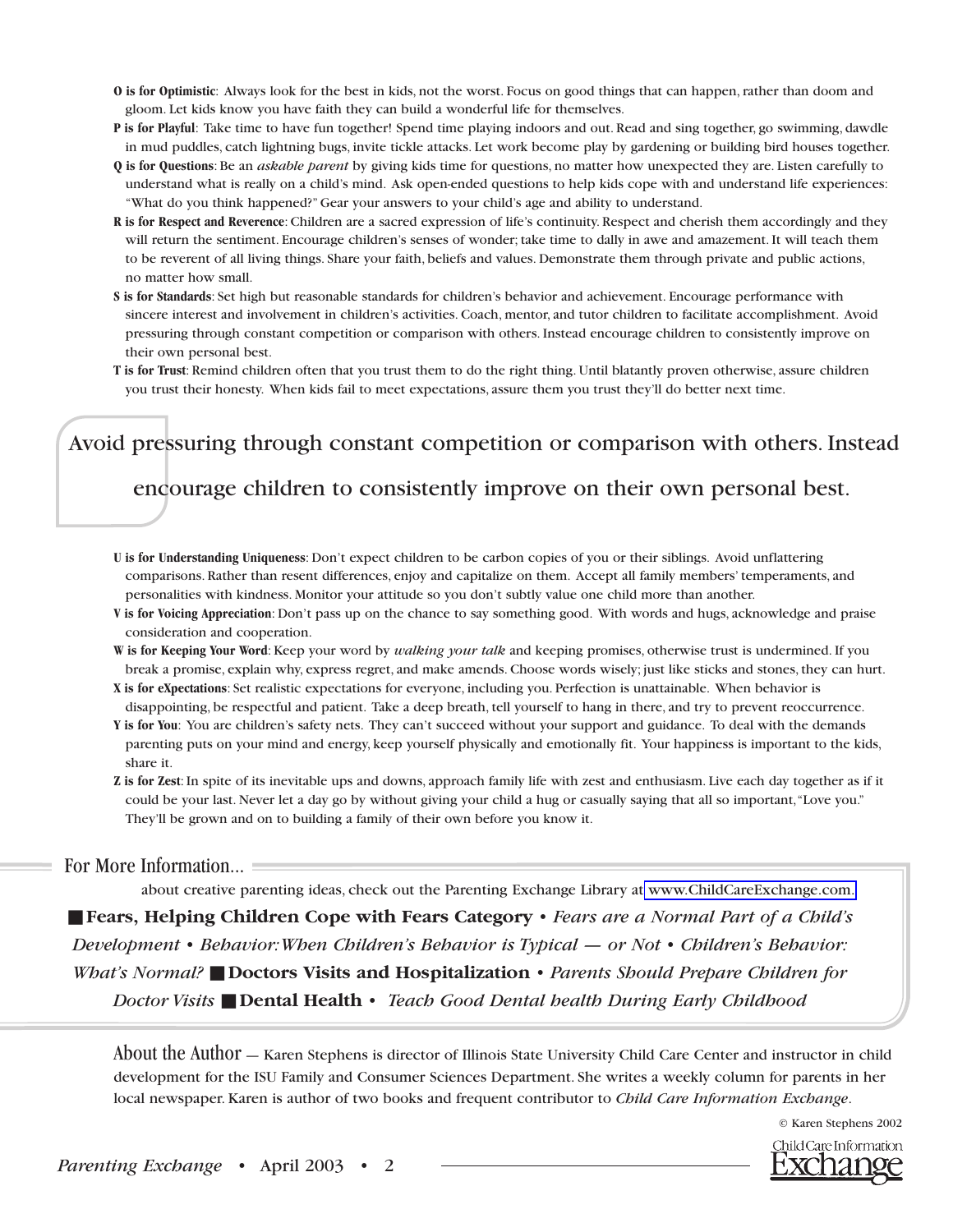**O is for Optimistic**: Always look for the best in kids, not the worst. Focus on good things that can happen, rather than doom and gloom. Let kids know you have faith they can build a wonderful life for themselves.

**P is for Playful**: Take time to have fun together! Spend time playing indoors and out. Read and sing together, go swimming, dawdle in mud puddles, catch lightning bugs, invite tickle attacks. Let work become play by gardening or building bird houses together.

**Q is for Questions**: Be an *askable parent* by giving kids time for questions, no matter how unexpected they are. Listen carefully to understand what is really on a child's mind. Ask open-ended questions to help kids cope with and understand life experiences: "What do you think happened?" Gear your answers to your child's age and ability to understand.

**R is for Respect and Reverence**: Children are a sacred expression of life's continuity. Respect and cherish them accordingly and they will return the sentiment. Encourage children's senses of wonder; take time to dally in awe and amazement. It will teach them to be reverent of all living things. Share your faith, beliefs and values. Demonstrate them through private and public actions, no matter how small.

**S is for Standards**: Set high but reasonable standards for children's behavior and achievement. Encourage performance with sincere interest and involvement in children's activities. Coach, mentor, and tutor children to facilitate accomplishment. Avoid pressuring through constant competition or comparison with others. Instead encourage children to consistently improve on their own personal best.

**T is for Trust**: Remind children often that you trust them to do the right thing. Until blatantly proven otherwise, assure children you trust their honesty. When kids fail to meet expectations, assure them you trust they'll do better next time.

> Avoid pressuring through constant competition or comparison with others. Instead encourage children to consistently improve on their own personal best.

**U is for Understanding Uniqueness**: Don't expect children to be carbon copies of you or their siblings. Avoid unflattering comparisons. Rather than resent differences, enjoy and capitalize on them. Accept all family members' temperaments, and personalities with kindness. Monitor your attitude so you don't subtly value one child more than another.

**V is for Voicing Appreciation**: Don't pass up on the chance to say something good. With words and hugs, acknowledge and praise consideration and cooperation.

**W is for Keeping Your Word**: Keep your word by *walking your talk* and keeping promises, otherwise trust is undermined. If you break a promise, explain why, express regret, and make amends. Choose words wisely; just like sticks and stones, they can hurt.

**X is for eXpectations**: Set realistic expectations for everyone, including you. Perfection is unattainable. When behavior is disappointing, be respectful and patient. Take a deep breath, tell yourself to hang in there, and try to prevent reoccurrence.

**Y is for You**: You are children's safety nets. They can't succeed without your support and guidance. To deal with the demands parenting puts on your mind and energy, keep yourself physically and emotionally fit. Your happiness is important to the kids, share it.

**Z is for Zest**: In spite of its inevitable ups and downs, approach family life with zest and enthusiasm. Live each day together as if it could be your last. Never let a day go by without giving your child a hug or casually saying that all so important, "Love you." They'll be grown and on to building a family of their own before you know it.

## For More Information...

about creative parenting ideas, check out the Parenting Exchange Library at www.ChildCareExchange.com.

■ **Fears, Helping Children Cope with Fears Category** • *Fears are a Normal Part of a Child's Development* • *Behavior: When Children's Behavior is Typical — or Not* • *Children's Behavior: What's Normal?* ■ **Doctors Visits and Hospitalization** • *Parents Should Prepare Children for Doctor Visits* ■ **Dental Health** • *Teach Good Dental health During Early Childhood*

**About the Author** — Karen Stephens is director of Illinois State University Child Care Center and instructor in child development for the ISU Family and Consumer Sciences Department. She writes a weekly column for parents in her local newspaper. Karen is author of two books and frequent contributor to *Child Care Information Exchange*.

© Karen Stephens 2002